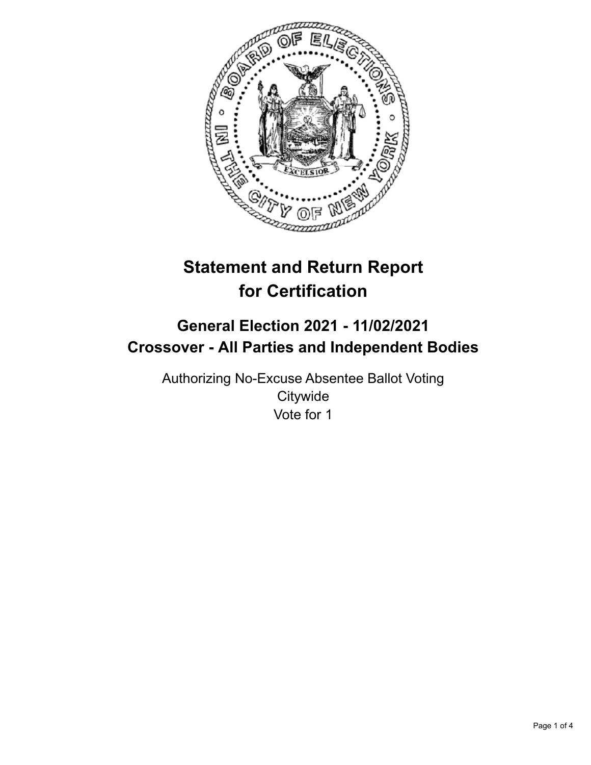# Statement and Return Report for Certification

## General Election 2021 - 11/02/2021
## Crossover - All Parties and Independent Bodies

Authorizing No-Excuse Absentee Ballot Voting
Citywide
Vote for 1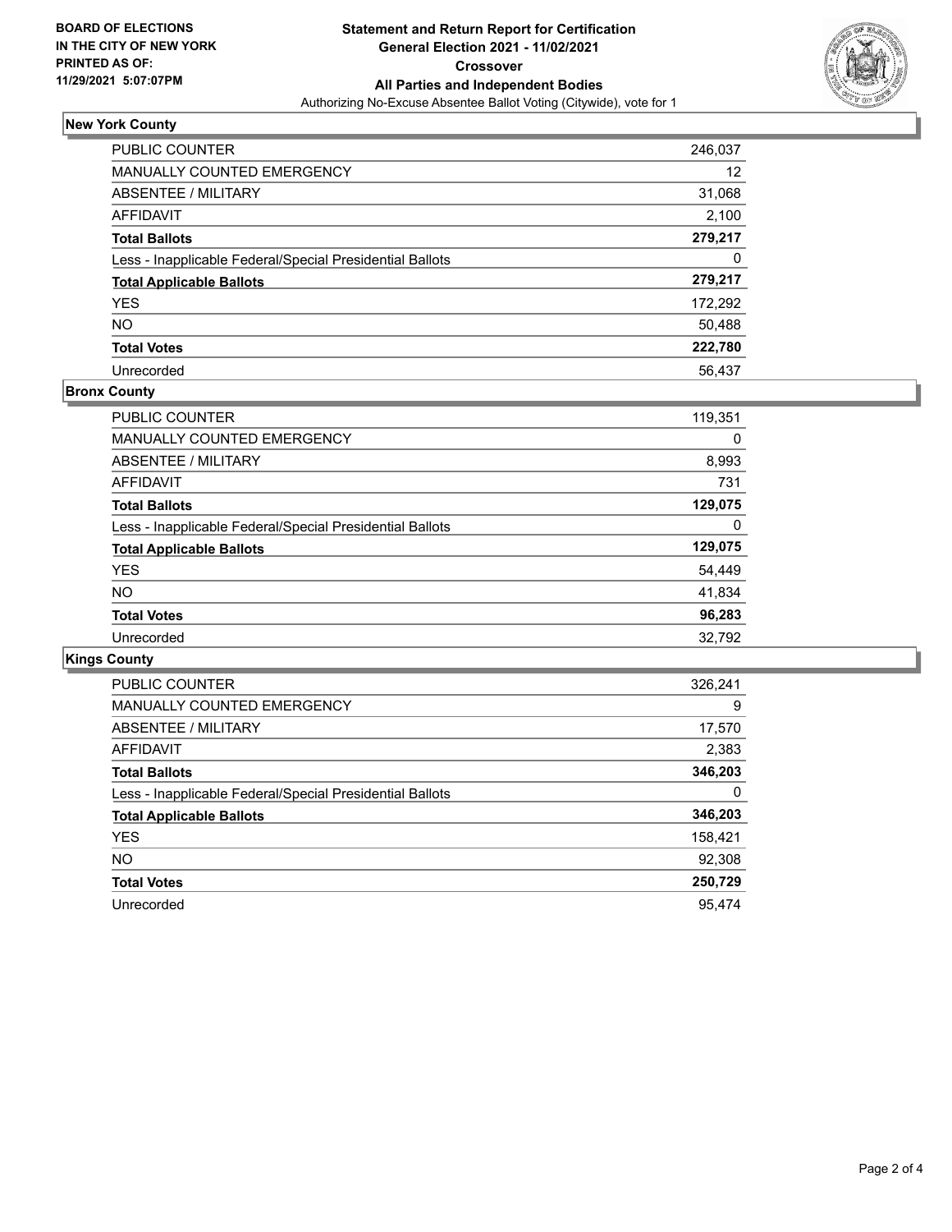BOARD OF ELECTIONS
IN THE CITY OF NEW YORK
PRINTED AS OF:
11/29/2021 5:07:07PM

**Statement and Return Report for Certification**
**General Election 2021 - 11/02/2021**
**Crossover**
**All Parties and Independent Bodies**
Authorizing No-Excuse Absentee Ballot Voting (Citywide), vote for 1

### New York County

| | |
|---|---|
| PUBLIC COUNTER | 246,037 |
| MANUALLY COUNTED EMERGENCY | 12 |
| ABSENTEE / MILITARY | 31,068 |
| AFFIDAVIT | 2,100 |
| **Total Ballots** | **279,217** |
| Less - Inapplicable Federal/Special Presidential Ballots | 0 |
| **Total Applicable Ballots** | **279,217** |
| YES | 172,292 |
| NO | 50,488 |
| **Total Votes** | **222,780** |
| Unrecorded | 56,437 |

### Bronx County

| | |
|---|---|
| PUBLIC COUNTER | 119,351 |
| MANUALLY COUNTED EMERGENCY | 0 |
| ABSENTEE / MILITARY | 8,993 |
| AFFIDAVIT | 731 |
| **Total Ballots** | **129,075** |
| Less - Inapplicable Federal/Special Presidential Ballots | 0 |
| **Total Applicable Ballots** | **129,075** |
| YES | 54,449 |
| NO | 41,834 |
| **Total Votes** | **96,283** |
| Unrecorded | 32,792 |

### Kings County

| | |
|---|---|
| PUBLIC COUNTER | 326,241 |
| MANUALLY COUNTED EMERGENCY | 9 |
| ABSENTEE / MILITARY | 17,570 |
| AFFIDAVIT | 2,383 |
| **Total Ballots** | **346,203** |
| Less - Inapplicable Federal/Special Presidential Ballots | 0 |
| **Total Applicable Ballots** | **346,203** |
| YES | 158,421 |
| NO | 92,308 |
| **Total Votes** | **250,729** |
| Unrecorded | 95,474 |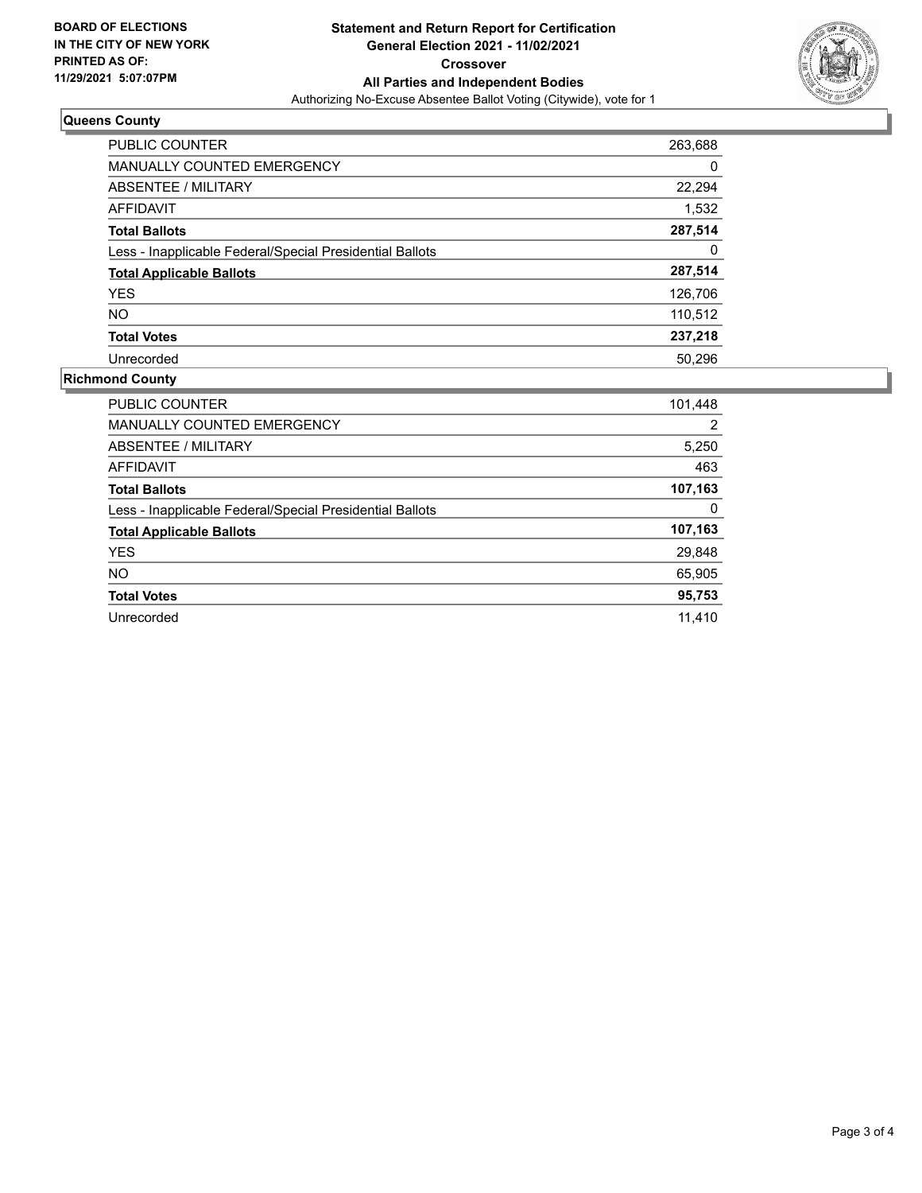**BOARD OF ELECTIONS IN THE CITY OF NEW YORK PRINTED AS OF: 11/29/2021 5:07:07PM**

# Statement and Return Report for Certification
## General Election 2021 - 11/02/2021
## Crossover
## All Parties and Independent Bodies

Authorizing No-Excuse Absentee Ballot Voting (Citywide), vote for 1

### Queens County

| | |
|---|---|
| PUBLIC COUNTER | 263,688 |
| MANUALLY COUNTED EMERGENCY | 0 |
| ABSENTEE / MILITARY | 22,294 |
| AFFIDAVIT | 1,532 |
| **Total Ballots** | **287,514** |
| Less - Inapplicable Federal/Special Presidential Ballots | 0 |
| **Total Applicable Ballots** | **287,514** |
| YES | 126,706 |
| NO | 110,512 |
| **Total Votes** | **237,218** |
| Unrecorded | 50,296 |

### Richmond County

| | |
|---|---|
| PUBLIC COUNTER | 101,448 |
| MANUALLY COUNTED EMERGENCY | 2 |
| ABSENTEE / MILITARY | 5,250 |
| AFFIDAVIT | 463 |
| **Total Ballots** | **107,163** |
| Less - Inapplicable Federal/Special Presidential Ballots | 0 |
| **Total Applicable Ballots** | **107,163** |
| YES | 29,848 |
| NO | 65,905 |
| **Total Votes** | **95,753** |
| Unrecorded | 11,410 |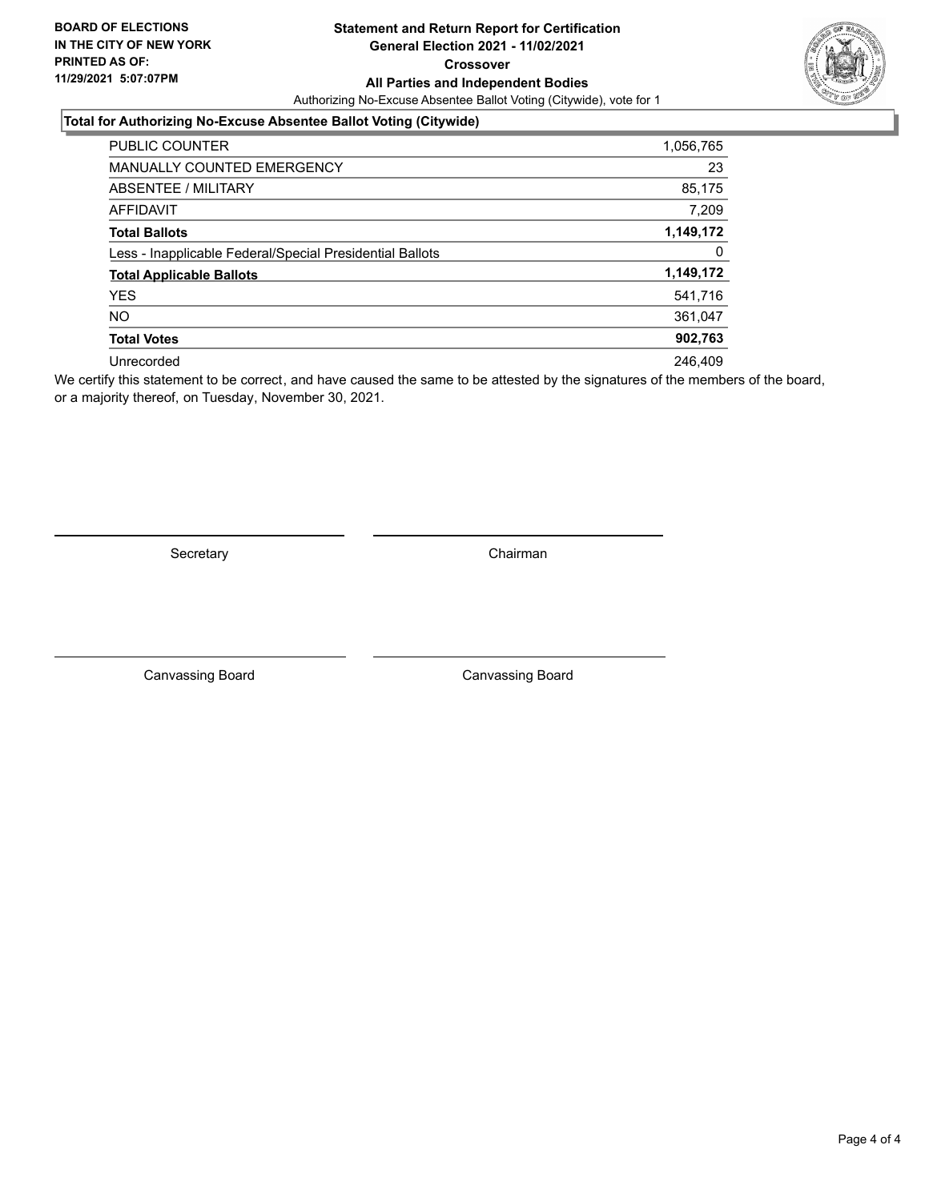**BOARD OF ELECTIONS IN THE CITY OF NEW YORK**
**PRINTED AS OF: 11/29/2021 5:07:07PM**

**Statement and Return Report for Certification**
**General Election 2021 - 11/02/2021**
**Crossover**
**All Parties and Independent Bodies**

Authorizing No-Excuse Absentee Ballot Voting (Citywide), vote for 1

### Total for Authorizing No-Excuse Absentee Ballot Voting (Citywide)

| | |
|---|---|
| PUBLIC COUNTER | 1,056,765 |
| MANUALLY COUNTED EMERGENCY | 23 |
| ABSENTEE / MILITARY | 85,175 |
| AFFIDAVIT | 7,209 |
| **Total Ballots** | **1,149,172** |
| Less - Inapplicable Federal/Special Presidential Ballots | 0 |
| **Total Applicable Ballots** | **1,149,172** |
| YES | 541,716 |
| NO | 361,047 |
| **Total Votes** | **902,763** |
| Unrecorded | 246,409 |

We certify this statement to be correct, and have caused the same to be attested by the signatures of the members of the board, or a majority thereof, on Tuesday, November 30, 2021.

Secretary

Chairman

Canvassing Board

Canvassing Board